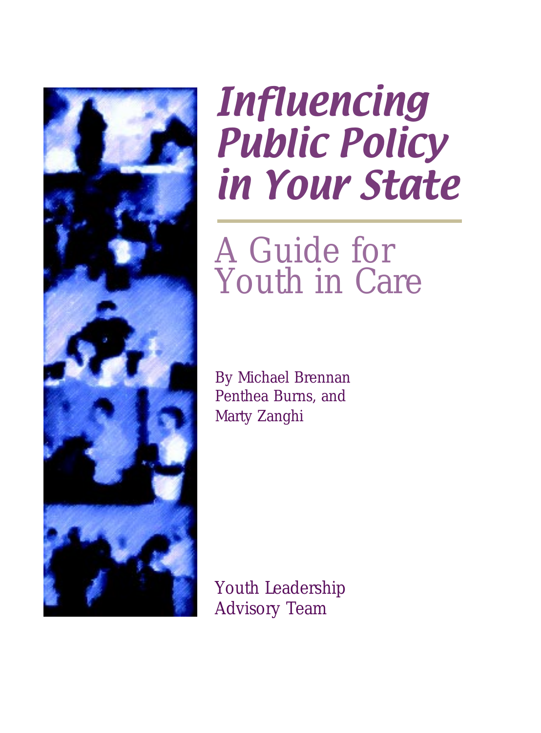# Influencing Public Policy in Your State

## A Guide for Youth in Care

By Michael Brennan
Penthea Burns, and
Marty Zanghi

Youth Leadership
Advisory Team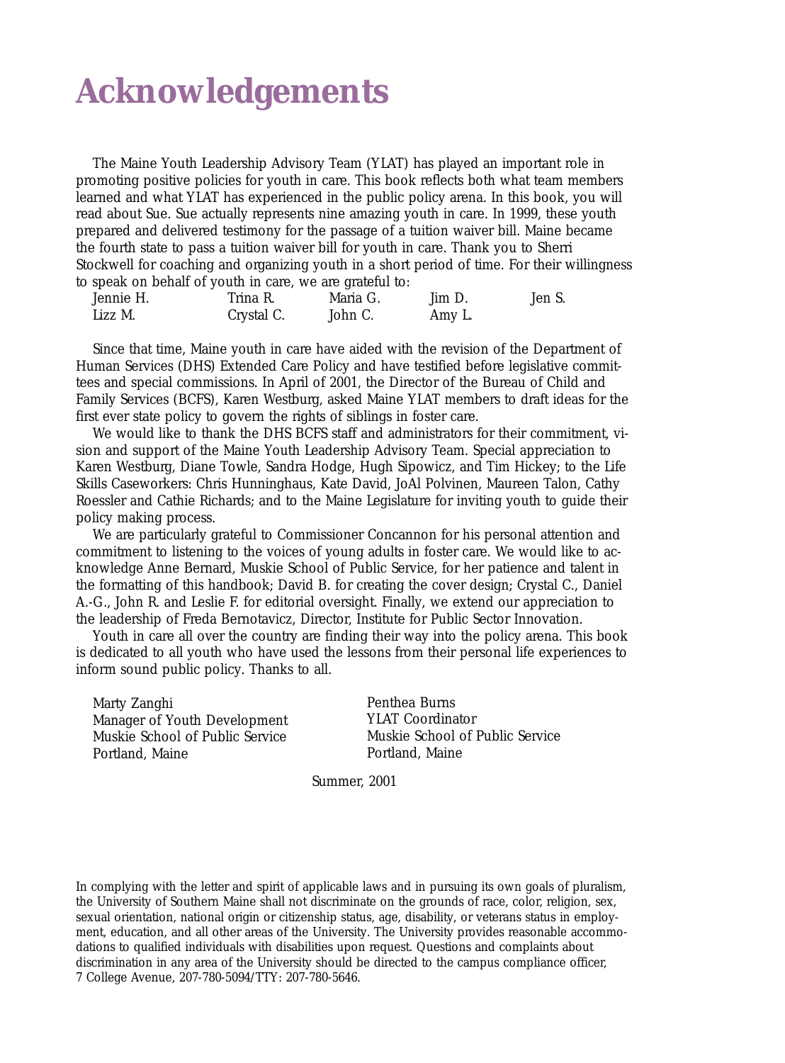# Acknowledgements

The Maine Youth Leadership Advisory Team (YLAT) has played an important role in promoting positive policies for youth in care. This book reflects both what team members learned and what YLAT has experienced in the public policy arena. In this book, you will read about Sue. Sue actually represents nine amazing youth in care. In 1999, these youth prepared and delivered testimony for the passage of a tuition waiver bill. Maine became the fourth state to pass a tuition waiver bill for youth in care. Thank you to Sherri Stockwell for coaching and organizing youth in a short period of time. For their willingness to speak on behalf of youth in care, we are grateful to:

| | | | | |
|---|---|---|---|---|
| Jennie H. | Trina R. | Maria G. | Jim D. | Jen S. |
| Lizz M. | Crystal C. | John C. | Amy L. | |

Since that time, Maine youth in care have aided with the revision of the Department of Human Services (DHS) Extended Care Policy and have testified before legislative committees and special commissions. In April of 2001, the Director of the Bureau of Child and Family Services (BCFS), Karen Westburg, asked Maine YLAT members to draft ideas for the first ever state policy to govern the rights of siblings in foster care.

We would like to thank the DHS BCFS staff and administrators for their commitment, vision and support of the Maine Youth Leadership Advisory Team. Special appreciation to Karen Westburg, Diane Towle, Sandra Hodge, Hugh Sipowicz, and Tim Hickey; to the Life Skills Caseworkers: Chris Hunninghaus, Kate David, JoAl Polvinen, Maureen Talon, Cathy Roessler and Cathie Richards; and to the Maine Legislature for inviting youth to guide their policy making process.

We are particularly grateful to Commissioner Concannon for his personal attention and commitment to listening to the voices of young adults in foster care. We would like to acknowledge Anne Bernard, Muskie School of Public Service, for her patience and talent in the formatting of this handbook; David B. for creating the cover design; Crystal C., Daniel A.-G., John R. and Leslie F. for editorial oversight. Finally, we extend our appreciation to the leadership of Freda Bernotavicz, Director, Institute for Public Sector Innovation.

Youth in care all over the country are finding their way into the policy arena. This book is dedicated to all youth who have used the lessons from their personal life experiences to inform sound public policy. Thanks to all.

Marty Zanghi
Manager of Youth Development
Muskie School of Public Service
Portland, Maine

Penthea Burns
YLAT Coordinator
Muskie School of Public Service
Portland, Maine

Summer, 2001

In complying with the letter and spirit of applicable laws and in pursuing its own goals of pluralism, the University of Southern Maine shall not discriminate on the grounds of race, color, religion, sex, sexual orientation, national origin or citizenship status, age, disability, or veterans status in employment, education, and all other areas of the University. The University provides reasonable accommodations to qualified individuals with disabilities upon request. Questions and complaints about discrimination in any area of the University should be directed to the campus compliance officer, 7 College Avenue, 207-780-5094/TTY: 207-780-5646.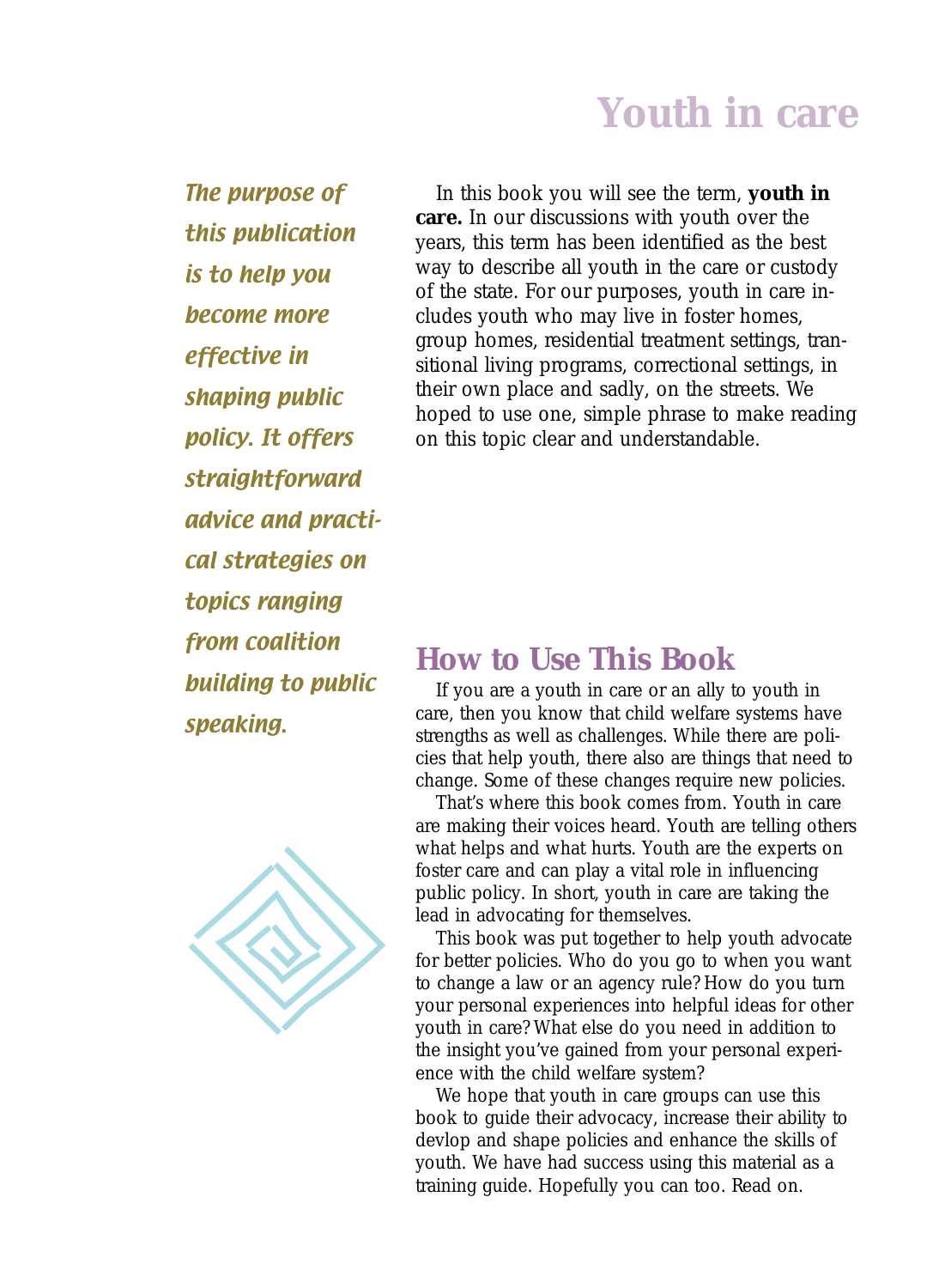# Youth in care

*The purpose of this publication is to help you become more effective in shaping public policy. It offers straightforward advice and practical strategies on topics ranging from coalition building to public speaking.*

In this book you will see the term, **youth in care.** In our discussions with youth over the years, this term has been identified as the best way to describe all youth in the care or custody of the state. For our purposes, youth in care includes youth who may live in foster homes, group homes, residential treatment settings, transitional living programs, correctional settings, in their own place and sadly, on the streets. We hoped to use one, simple phrase to make reading on this topic clear and understandable.

## How to Use This Book

If you are a youth in care or an ally to youth in care, then you know that child welfare systems have strengths as well as challenges. While there are policies that help youth, there also are things that need to change. Some of these changes require new policies.

That's where this book comes from. Youth in care are making their voices heard. Youth are telling others what helps and what hurts. Youth are the experts on foster care and can play a vital role in influencing public policy. In short, youth in care are taking the lead in advocating for themselves.

This book was put together to help youth advocate for better policies. Who do you go to when you want to change a law or an agency rule? How do you turn your personal experiences into helpful ideas for other youth in care? What else do you need in addition to the insight you've gained from your personal experience with the child welfare system?

We hope that youth in care groups can use this book to guide their advocacy, increase their ability to devlop and shape policies and enhance the skills of youth. We have had success using this material as a training guide. Hopefully you can too. Read on.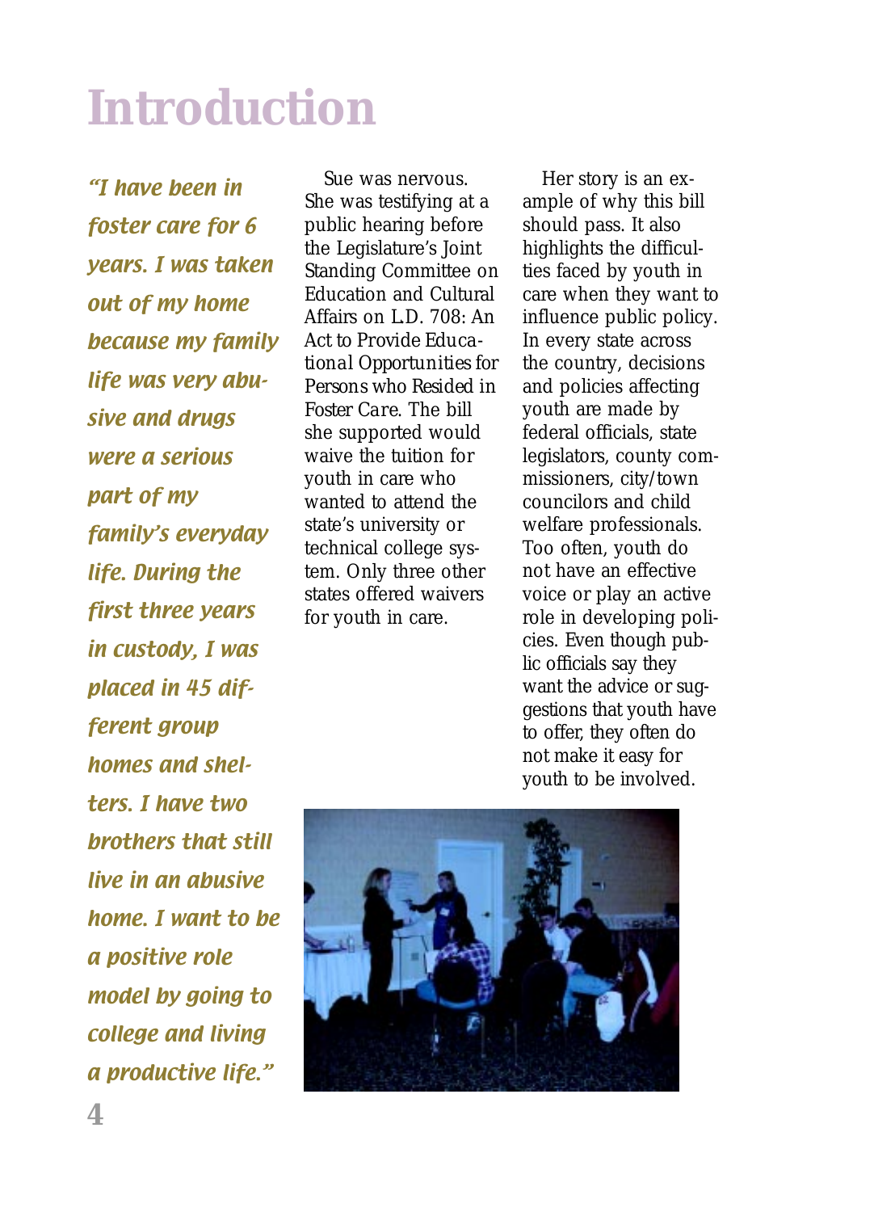# Introduction

*"I have been in foster care for 6 years. I was taken out of my home because my family life was very abusive and drugs were a serious part of my family's everyday life. During the first three years in custody, I was placed in 45 different group homes and shelters. I have two brothers that still live in an abusive home. I want to be a positive role model by going to college and living a productive life."*

Sue was nervous. She was testifying at a public hearing before the Legislature's Joint Standing Committee on Education and Cultural Affairs on L.D. 708: An Act to Provide Educational Opportunities for Persons who Resided in Foster Care. The bill she supported would waive the tuition for youth in care who wanted to attend the state's university or technical college system. Only three other states offered waivers for youth in care.

Her story is an example of why this bill should pass. It also highlights the difficulties faced by youth in care when they want to influence public policy. In every state across the country, decisions and policies affecting youth are made by federal officials, state legislators, county commissioners, city/town councilors and child welfare professionals. Too often, youth do not have an effective voice or play an active role in developing policies. Even though public officials say they want the advice or suggestions that youth have to offer, they often do not make it easy for youth to be involved.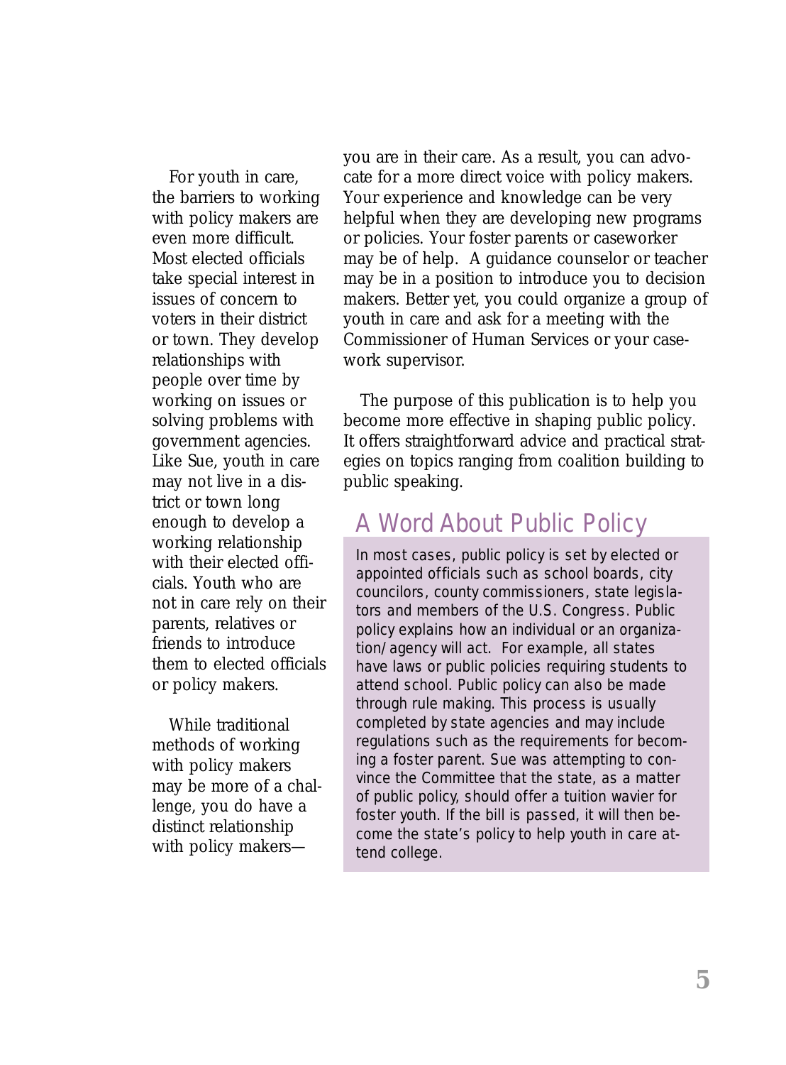For youth in care, the barriers to working with policy makers are even more difficult. Most elected officials take special interest in issues of concern to voters in their district or town. They develop relationships with people over time by working on issues or solving problems with government agencies. Like Sue, youth in care may not live in a district or town long enough to develop a working relationship with their elected officials. Youth who are not in care rely on their parents, relatives or friends to introduce them to elected officials or policy makers.

While traditional methods of working with policy makers may be more of a challenge, you do have a distinct relationship with policy makers—you are in their care. As a result, you can advocate for a more direct voice with policy makers. Your experience and knowledge can be very helpful when they are developing new programs or policies. Your foster parents or caseworker may be of help. A guidance counselor or teacher may be in a position to introduce you to decision makers. Better yet, you could organize a group of youth in care and ask for a meeting with the Commissioner of Human Services or your casework supervisor.

The purpose of this publication is to help you become more effective in shaping public policy. It offers straightforward advice and practical strategies on topics ranging from coalition building to public speaking.

## A Word About Public Policy

In most cases, public policy is set by elected or appointed officials such as school boards, city councilors, county commissioners, state legislators and members of the U.S. Congress. Public policy explains how an individual or an organization/agency will act. For example, all states have laws or public policies requiring students to attend school. Public policy can also be made through rule making. This process is usually completed by state agencies and may include regulations such as the requirements for becoming a foster parent. Sue was attempting to convince the Committee that the state, as a matter of public policy, should offer a tuition wavier for foster youth. If the bill is passed, it will then become the state's policy to help youth in care attend college.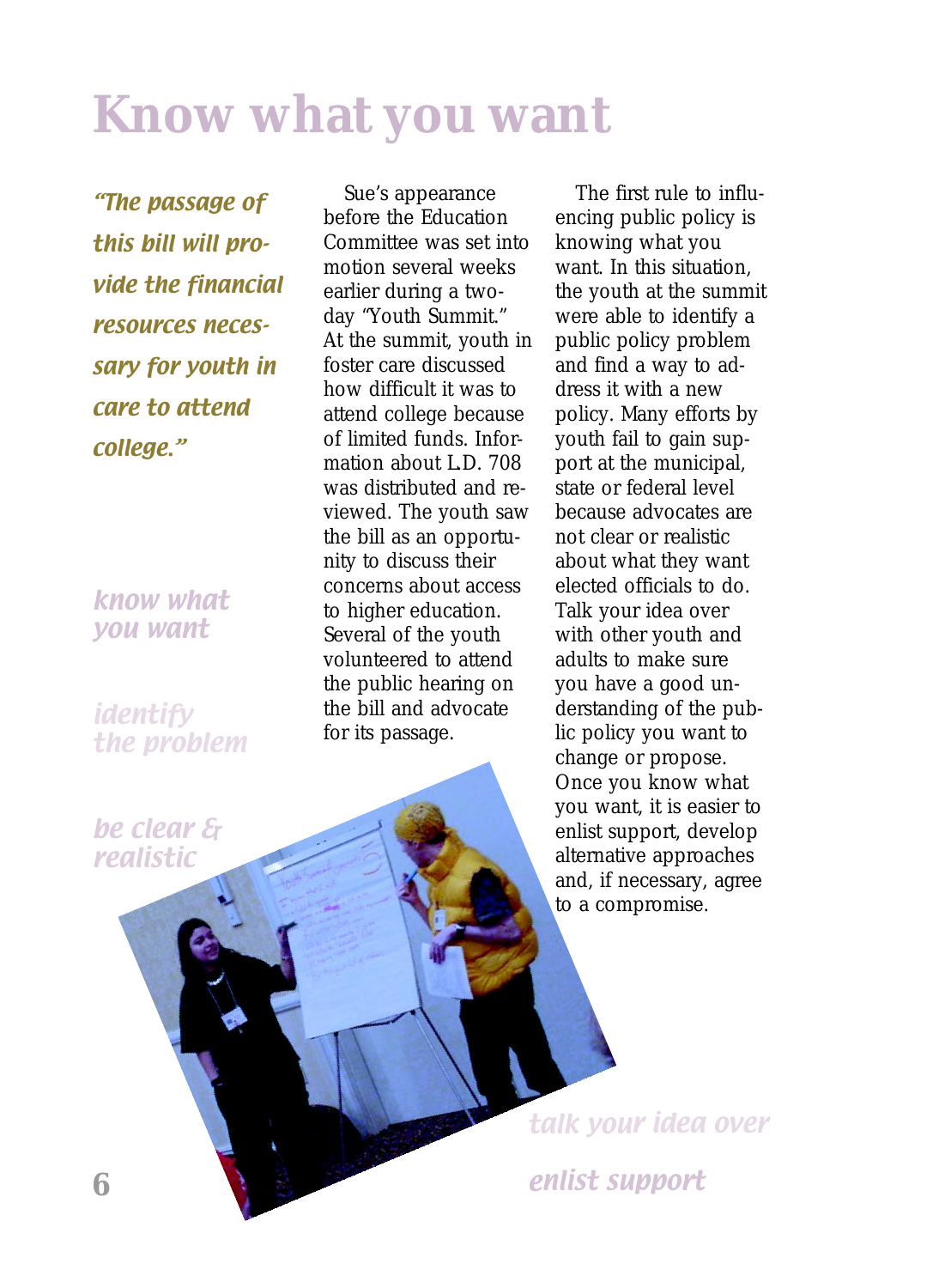# Know what you want

*"The passage of this bill will provide the financial resources necessary for youth in care to attend college."*

Sue's appearance before the Education Committee was set into motion several weeks earlier during a two-day "Youth Summit." At the summit, youth in foster care discussed how difficult it was to attend college because of limited funds. Information about L.D. 708 was distributed and reviewed. The youth saw the bill as an opportunity to discuss their concerns about access to higher education. Several of the youth volunteered to attend the public hearing on the bill and advocate for its passage.

The first rule to influencing public policy is knowing what you want. In this situation, the youth at the summit were able to identify a public policy problem and find a way to address it with a new policy. Many efforts by youth fail to gain support at the municipal, state or federal level because advocates are not clear or realistic about what they want elected officials to do. Talk your idea over with other youth and adults to make sure you have a good understanding of the public policy you want to change or propose. Once you know what you want, it is easier to enlist support, develop alternative approaches and, if necessary, agree to a compromise.

*know what you want*

*identify the problem*

*be clear & realistic*

*talk your idea over*

*enlist support*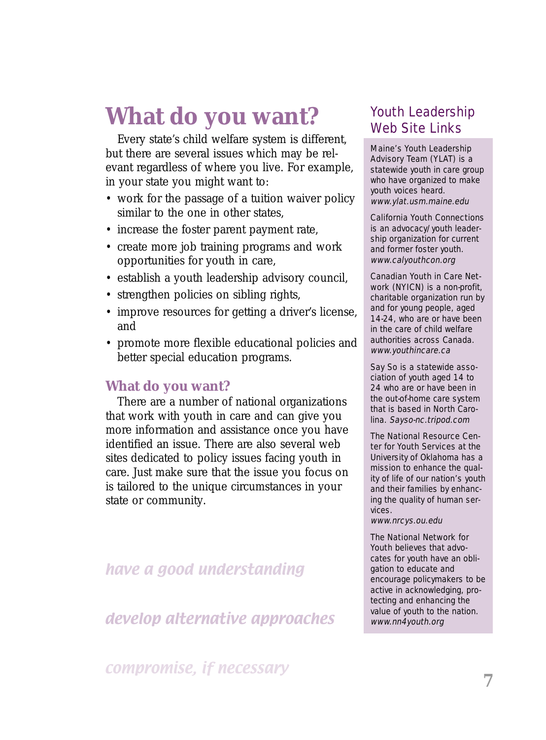# What do you want?

Every state's child welfare system is different, but there are several issues which may be relevant regardless of where you live. For example, in your state you might want to:

- work for the passage of a tuition waiver policy similar to the one in other states,
- increase the foster parent payment rate,
- create more job training programs and work opportunities for youth in care,
- establish a youth leadership advisory council,
- strengthen policies on sibling rights,
- improve resources for getting a driver's license, and
- promote more flexible educational policies and better special education programs.

### What do you want?

There are a number of national organizations that work with youth in care and can give you more information and assistance once you have identified an issue. There are also several web sites dedicated to policy issues facing youth in care. Just make sure that the issue you focus on is tailored to the unique circumstances in your state or community.

*have a good understanding*

*develop alternative approaches*

*compromise, if necessary*

## Youth Leadership Web Site Links

Maine's Youth Leadership Advisory Team (YLAT) is a statewide youth in care group who have organized to make youth voices heard. *www.ylat.usm.maine.edu*

California Youth Connections is an advocacy/youth leadership organization for current and former foster youth. *www.calyouthcon.org*

Canadian Youth in Care Network (NYICN) is a non-profit, charitable organization run by and for young people, aged 14-24, who are or have been in the care of child welfare authorities across Canada. *www.youthincare.ca*

Say So is a statewide association of youth aged 14 to 24 who are or have been in the out-of-home care system that is based in North Carolina. *Sayso-nc.tripod.com*

The National Resource Center for Youth Services at the University of Oklahoma has a mission to enhance the quality of life of our nation's youth and their families by enhancing the quality of human services. *www.nrcys.ou.edu*

The National Network for Youth believes that advocates for youth have an obligation to educate and encourage policymakers to be active in acknowledging, protecting and enhancing the value of youth to the nation. *www.nn4youth.org*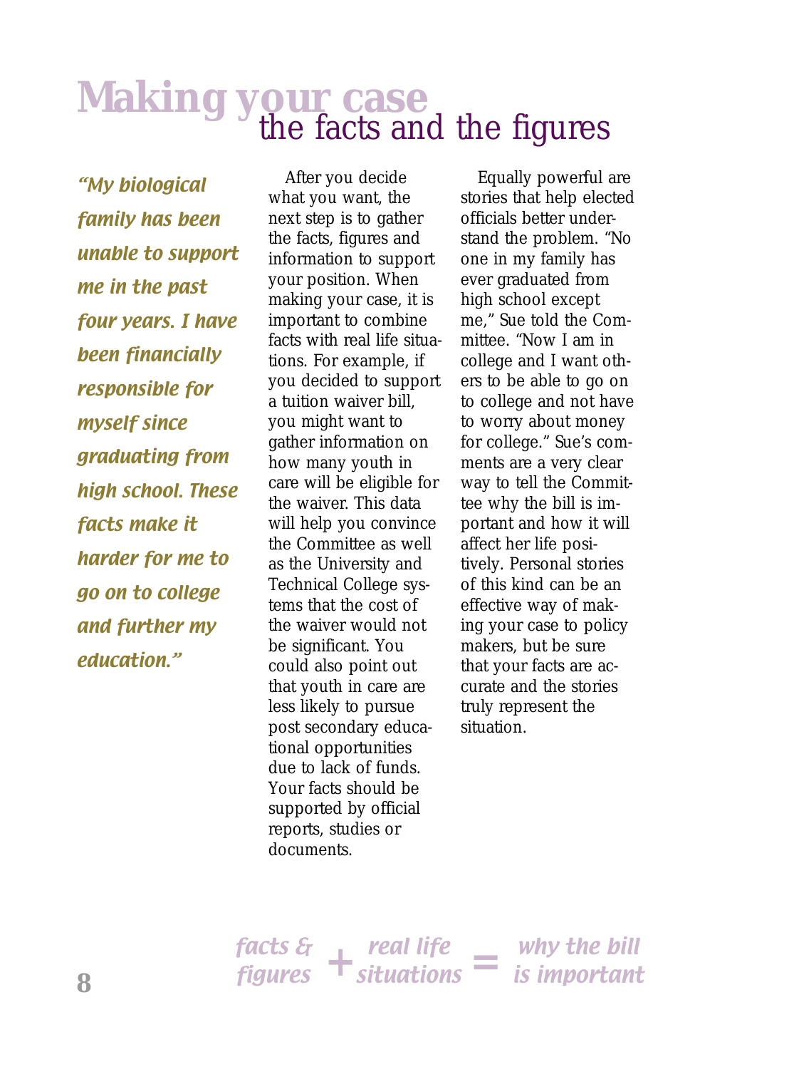# Making your case
## the facts and the figures

*"My biological family has been unable to support me in the past four years. I have been financially responsible for myself since graduating from high school. These facts make it harder for me to go on to college and further my education."*

After you decide what you want, the next step is to gather the facts, figures and information to support your position. When making your case, it is important to combine facts with real life situations. For example, if you decided to support a tuition waiver bill, you might want to gather information on how many youth in care will be eligible for the waiver. This data will help you convince the Committee as well as the University and Technical College systems that the cost of the waiver would not be significant. You could also point out that youth in care are less likely to pursue post secondary educational opportunities due to lack of funds. Your facts should be supported by official reports, studies or documents.

Equally powerful are stories that help elected officials better understand the problem. "No one in my family has ever graduated from high school except me," Sue told the Committee. "Now I am in college and I want others to be able to go on to college and not have to worry about money for college." Sue's comments are a very clear way to tell the Committee why the bill is important and how it will affect her life positively. Personal stories of this kind can be an effective way of making your case to policy makers, but be sure that your facts are accurate and the stories truly represent the situation.

*facts & figures + real life situations = why the bill is important*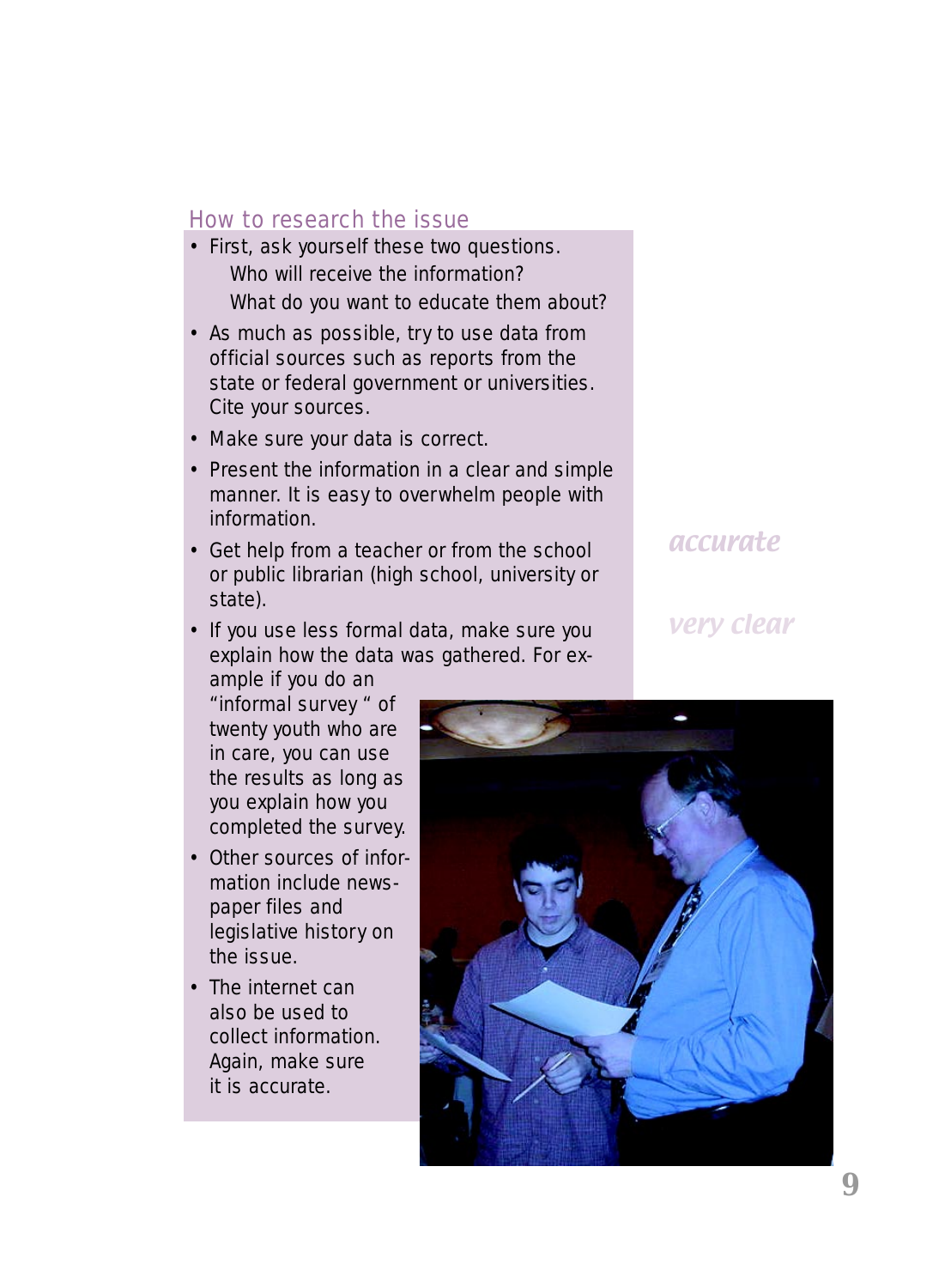## How to research the issue

- First, ask yourself these two questions.
  Who will receive the information?
  What do you want to educate them about?
- As much as possible, try to use data from official sources such as reports from the state or federal government or universities. Cite your sources.
- Make sure your data is correct.
- Present the information in a clear and simple manner. It is easy to overwhelm people with information.
- Get help from a teacher or from the school or public librarian (high school, university or state).
- If you use less formal data, make sure you explain how the data was gathered. For example if you do an "informal survey " of twenty youth who are in care, you can use the results as long as you explain how you completed the survey.
- Other sources of information include newspaper files and legislative history on the issue.
- The internet can also be used to collect information. Again, make sure it is accurate.

*accurate*

*very clear*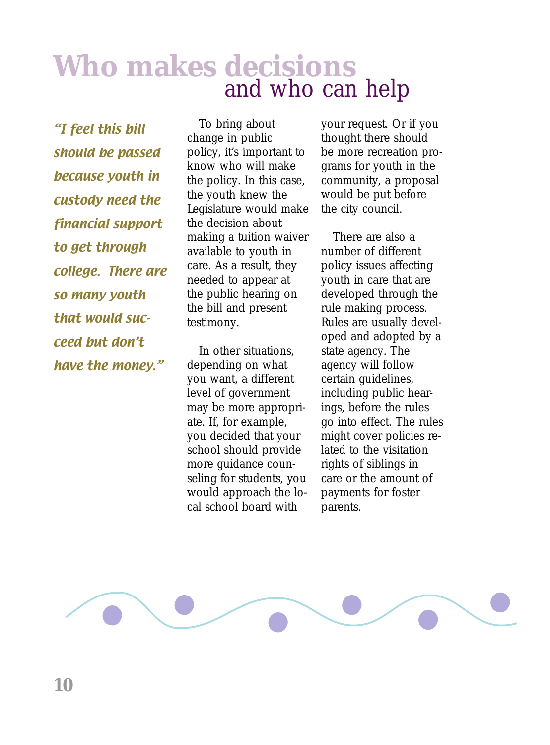# Who makes decisions and who can help

*"I feel this bill should be passed because youth in custody need the financial support to get through college. There are so many youth that would succeed but don't have the money."*

To bring about change in public policy, it's important to know who will make the policy. In this case, the youth knew the Legislature would make the decision about making a tuition waiver available to youth in care. As a result, they needed to appear at the public hearing on the bill and present testimony.

In other situations, depending on what you want, a different level of government may be more appropriate. If, for example, you decided that your school should provide more guidance counseling for students, you would approach the local school board with your request. Or if you thought there should be more recreation programs for youth in the community, a proposal would be put before the city council.

There are also a number of different policy issues affecting youth in care that are developed through the rule making process. Rules are usually developed and adopted by a state agency. The agency will follow certain guidelines, including public hearings, before the rules go into effect. The rules might cover policies related to the visitation rights of siblings in care or the amount of payments for foster parents.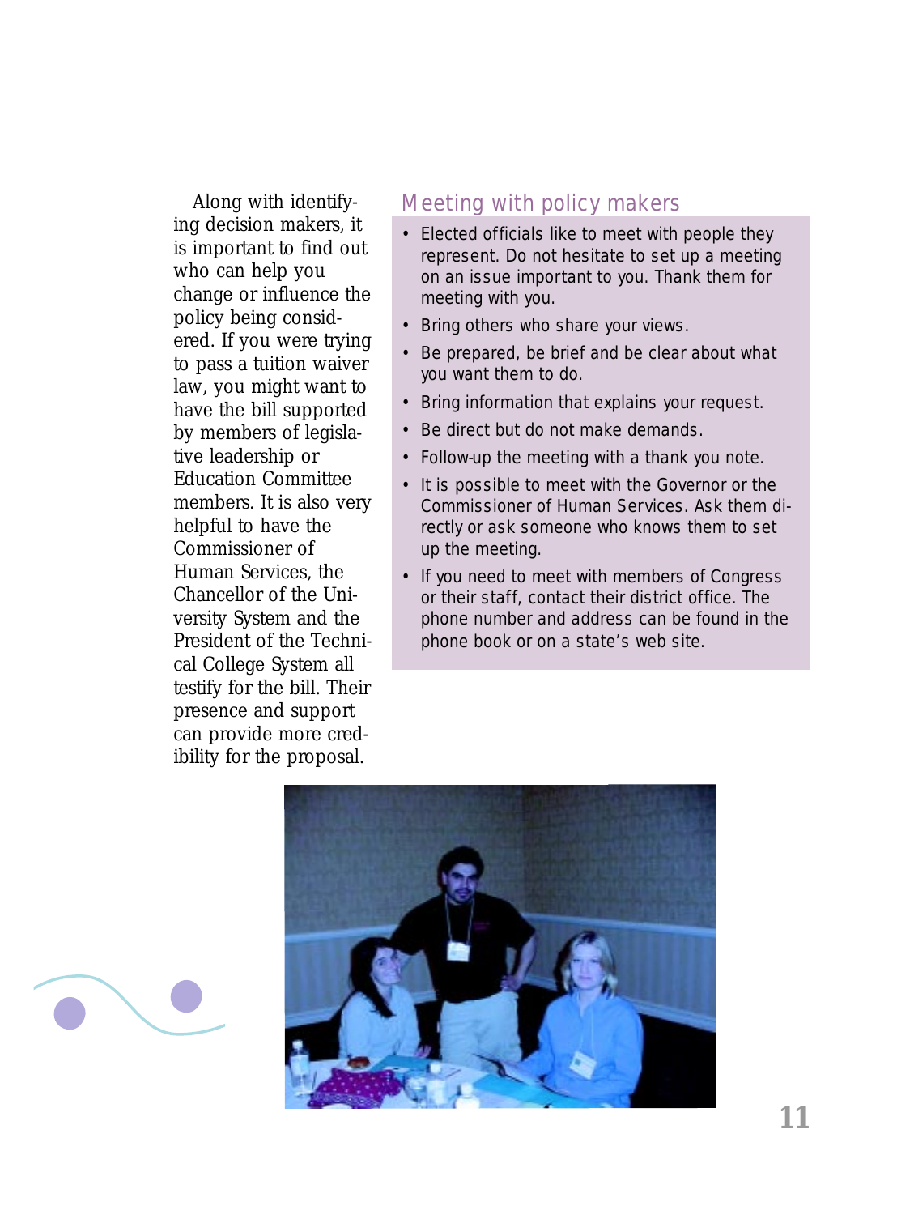Along with identifying decision makers, it is important to find out who can help you change or influence the policy being considered. If you were trying to pass a tuition waiver law, you might want to have the bill supported by members of legislative leadership or Education Committee members. It is also very helpful to have the Commissioner of Human Services, the Chancellor of the University System and the President of the Technical College System all testify for the bill. Their presence and support can provide more credibility for the proposal.

## Meeting with policy makers

- Elected officials like to meet with people they represent. Do not hesitate to set up a meeting on an issue important to you. Thank them for meeting with you.
- Bring others who share your views.
- Be prepared, be brief and be clear about what you want them to do.
- Bring information that explains your request.
- Be direct but do not make demands.
- Follow-up the meeting with a thank you note.
- It is possible to meet with the Governor or the Commissioner of Human Services. Ask them directly or ask someone who knows them to set up the meeting.
- If you need to meet with members of Congress or their staff, contact their district office. The phone number and address can be found in the phone book or on a state's web site.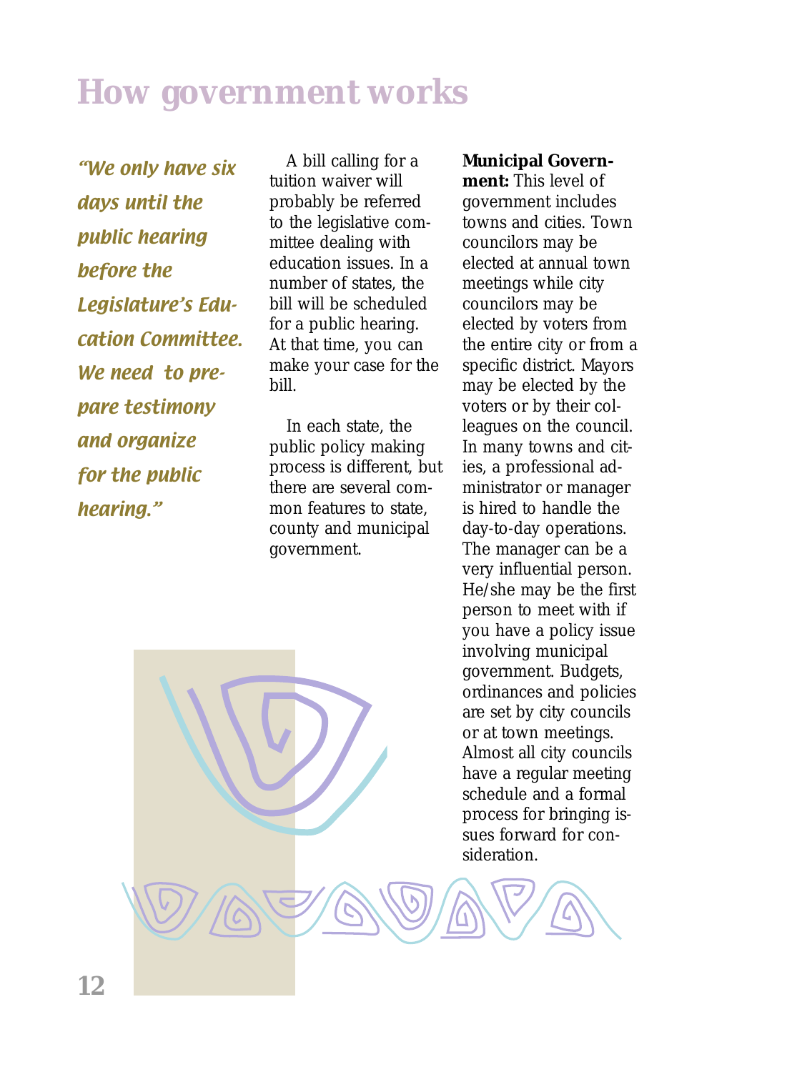# How government works

*"We only have six days until the public hearing before the Legislature's Education Committee. We need to prepare testimony and organize for the public hearing."*

A bill calling for a tuition waiver will probably be referred to the legislative committee dealing with education issues. In a number of states, the bill will be scheduled for a public hearing. At that time, you can make your case for the bill.

In each state, the public policy making process is different, but there are several common features to state, county and municipal government.

**Municipal Government:** This level of government includes towns and cities. Town councilors may be elected at annual town meetings while city councilors may be elected by voters from the entire city or from a specific district. Mayors may be elected by the voters or by their colleagues on the council. In many towns and cities, a professional administrator or manager is hired to handle the day-to-day operations. The manager can be a very influential person. He/she may be the first person to meet with if you have a policy issue involving municipal government. Budgets, ordinances and policies are set by city councils or at town meetings. Almost all city councils have a regular meeting schedule and a formal process for bringing issues forward for consideration.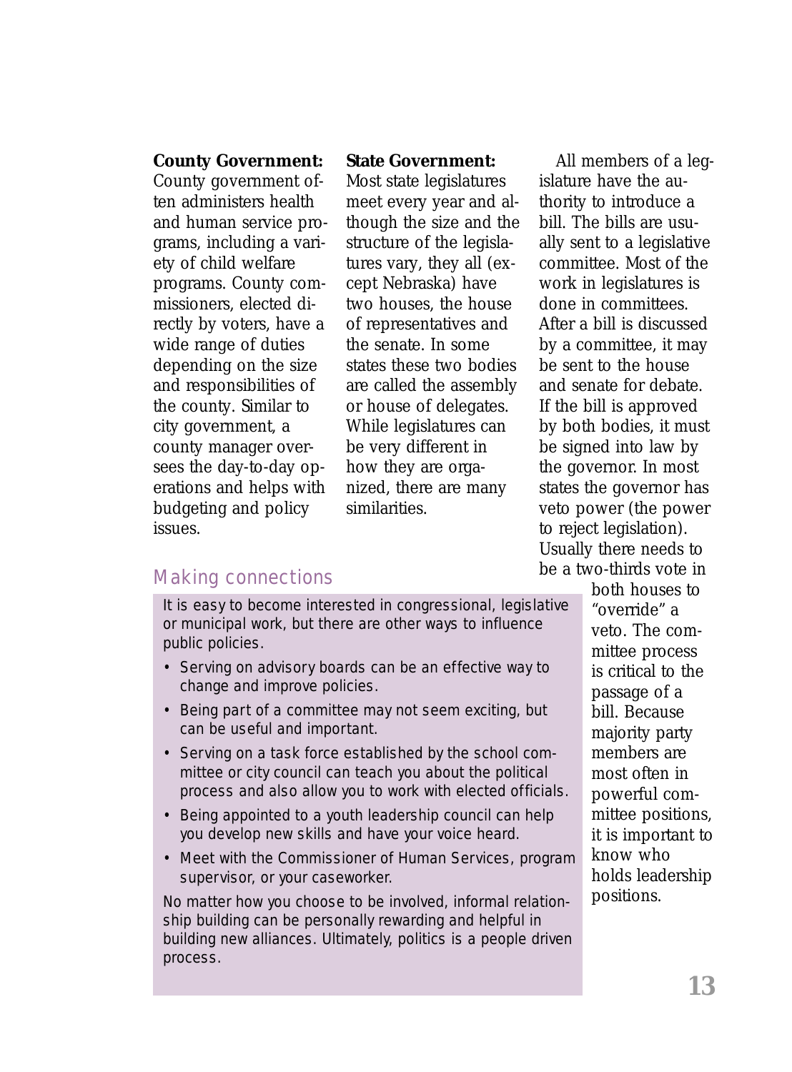**County Government:** County government often administers health and human service programs, including a variety of child welfare programs. County commissioners, elected directly by voters, have a wide range of duties depending on the size and responsibilities of the county. Similar to city government, a county manager oversees the day-to-day operations and helps with budgeting and policy issues.

**State Government:** Most state legislatures meet every year and although the size and the structure of the legislatures vary, they all (except Nebraska) have two houses, the house of representatives and the senate. In some states these two bodies are called the assembly or house of delegates. While legislatures can be very different in how they are organized, there are many similarities.

All members of a legislature have the authority to introduce a bill. The bills are usually sent to a legislative committee. Most of the work in legislatures is done in committees. After a bill is discussed by a committee, it may be sent to the house and senate for debate. If the bill is approved by both bodies, it must be signed into law by the governor. In most states the governor has veto power (the power to reject legislation). Usually there needs to be a two-thirds vote in both houses to "override" a veto. The committee process is critical to the passage of a bill. Because majority party members are most often in powerful committee positions, it is important to know who holds leadership positions.

## Making connections

It is easy to become interested in congressional, legislative or municipal work, but there are other ways to influence public policies.

- Serving on advisory boards can be an effective way to change and improve policies.
- Being part of a committee may not seem exciting, but can be useful and important.
- Serving on a task force established by the school committee or city council can teach you about the political process and also allow you to work with elected officials.
- Being appointed to a youth leadership council can help you develop new skills and have your voice heard.
- Meet with the Commissioner of Human Services, program supervisor, or your caseworker.

No matter how you choose to be involved, informal relationship building can be personally rewarding and helpful in building new alliances. Ultimately, politics is a people driven process.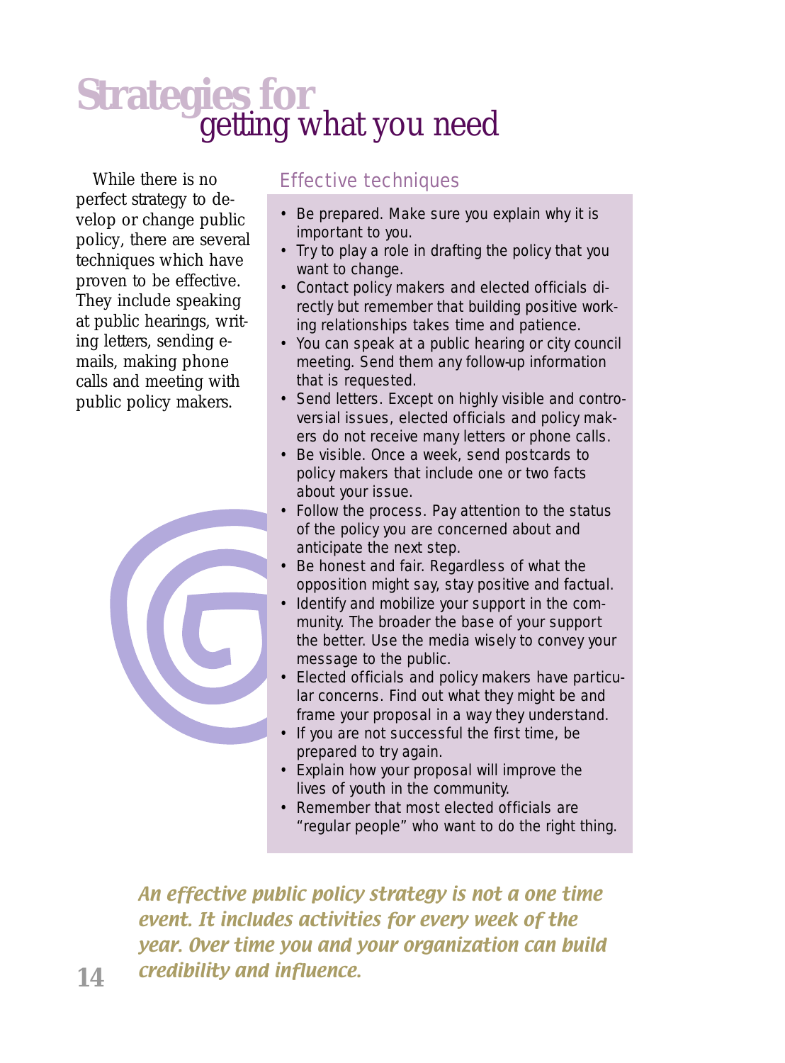# Strategies for getting what you need

While there is no perfect strategy to develop or change public policy, there are several techniques which have proven to be effective. They include speaking at public hearings, writing letters, sending e-mails, making phone calls and meeting with public policy makers.

## Effective techniques

- Be prepared. Make sure you explain why it is important to you.
- Try to play a role in drafting the policy that you want to change.
- Contact policy makers and elected officials directly but remember that building positive working relationships takes time and patience.
- You can speak at a public hearing or city council meeting. Send them any follow-up information that is requested.
- Send letters. Except on highly visible and controversial issues, elected officials and policy makers do not receive many letters or phone calls.
- Be visible. Once a week, send postcards to policy makers that include one or two facts about your issue.
- Follow the process. Pay attention to the status of the policy you are concerned about and anticipate the next step.
- Be honest and fair. Regardless of what the opposition might say, stay positive and factual.
- Identify and mobilize your support in the community. The broader the base of your support the better. Use the media wisely to convey your message to the public.
- Elected officials and policy makers have particular concerns. Find out what they might be and frame your proposal in a way they understand.
- If you are not successful the first time, be prepared to try again.
- Explain how your proposal will improve the lives of youth in the community.
- Remember that most elected officials are "regular people" who want to do the right thing.

***An effective public policy strategy is not a one time event. It includes activities for every week of the year. Over time you and your organization can build credibility and influence.***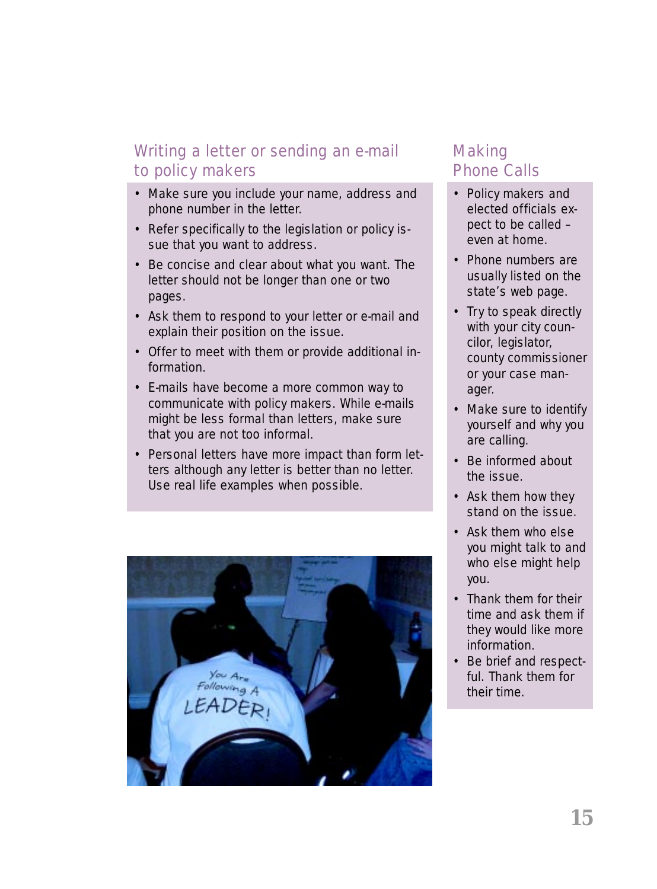## Writing a letter or sending an e-mail to policy makers

- Make sure you include your name, address and phone number in the letter.
- Refer specifically to the legislation or policy issue that you want to address.
- Be concise and clear about what you want. The letter should not be longer than one or two pages.
- Ask them to respond to your letter or e-mail and explain their position on the issue.
- Offer to meet with them or provide additional information.
- E-mails have become a more common way to communicate with policy makers. While e-mails might be less formal than letters, make sure that you are not too informal.
- Personal letters have more impact than form letters although any letter is better than no letter. Use real life examples when possible.

## Making Phone Calls

- Policy makers and elected officials expect to be called – even at home.
- Phone numbers are usually listed on the state's web page.
- Try to speak directly with your city councilor, legislator, county commissioner or your case manager.
- Make sure to identify yourself and why you are calling.
- Be informed about the issue.
- Ask them how they stand on the issue.
- Ask them who else you might talk to and who else might help you.
- Thank them for their time and ask them if they would like more information.
- Be brief and respectful. Thank them for their time.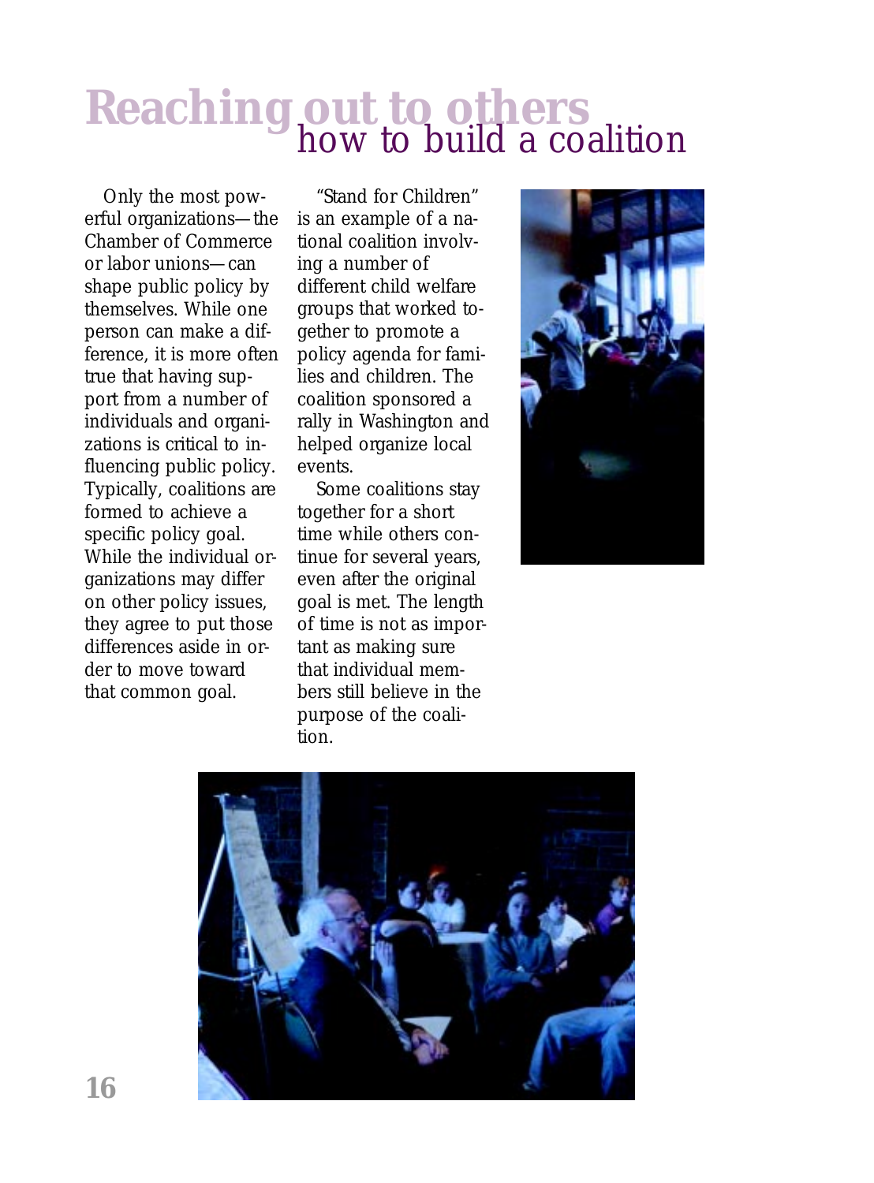# Reaching out to others
## how to build a coalition

Only the most powerful organizations—the Chamber of Commerce or labor unions—can shape public policy by themselves. While one person can make a difference, it is more often true that having support from a number of individuals and organizations is critical to influencing public policy. Typically, coalitions are formed to achieve a specific policy goal. While the individual organizations may differ on other policy issues, they agree to put those differences aside in order to move toward that common goal.

"Stand for Children" is an example of a national coalition involving a number of different child welfare groups that worked together to promote a policy agenda for families and children. The coalition sponsored a rally in Washington and helped organize local events.

Some coalitions stay together for a short time while others continue for several years, even after the original goal is met. The length of time is not as important as making sure that individual members still believe in the purpose of the coalition.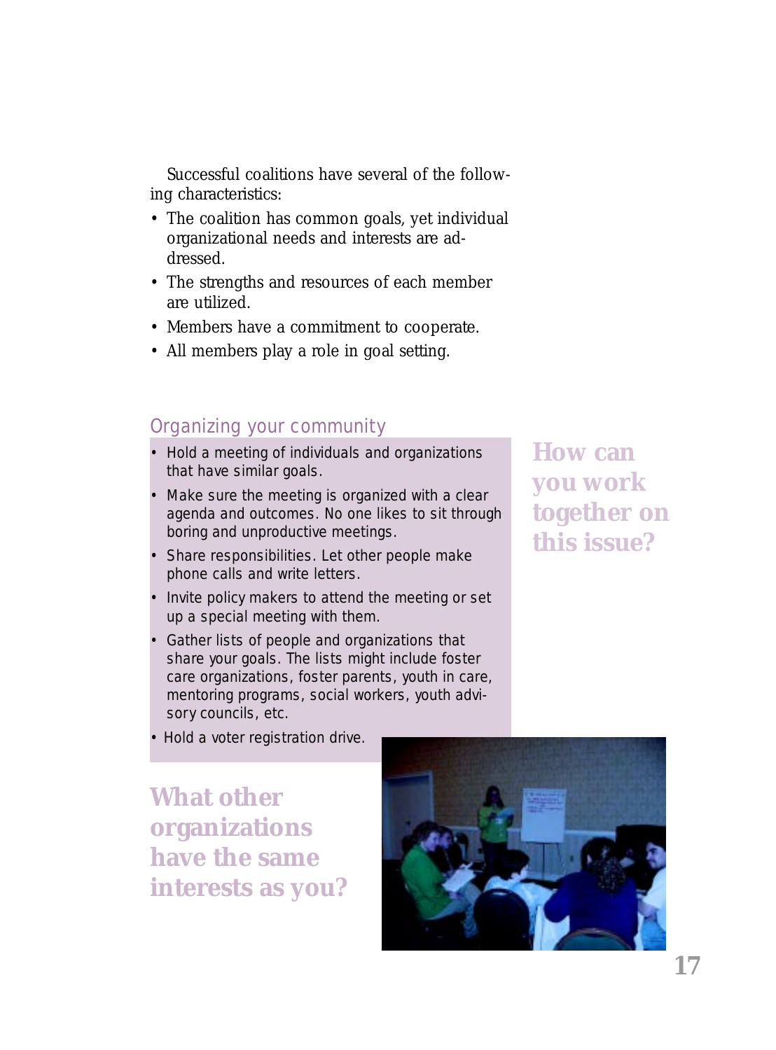Successful coalitions have several of the following characteristics:

- The coalition has common goals, yet individual organizational needs and interests are addressed.
- The strengths and resources of each member are utilized.
- Members have a commitment to cooperate.
- All members play a role in goal setting.

## Organizing your community

- Hold a meeting of individuals and organizations that have similar goals.
- Make sure the meeting is organized with a clear agenda and outcomes. No one likes to sit through boring and unproductive meetings.
- Share responsibilities. Let other people make phone calls and write letters.
- Invite policy makers to attend the meeting or set up a special meeting with them.
- Gather lists of people and organizations that share your goals. The lists might include foster care organizations, foster parents, youth in care, mentoring programs, social workers, youth advisory councils, etc.
- Hold a voter registration drive.

**How can you work together on this issue?**

**What other organizations have the same interests as you?**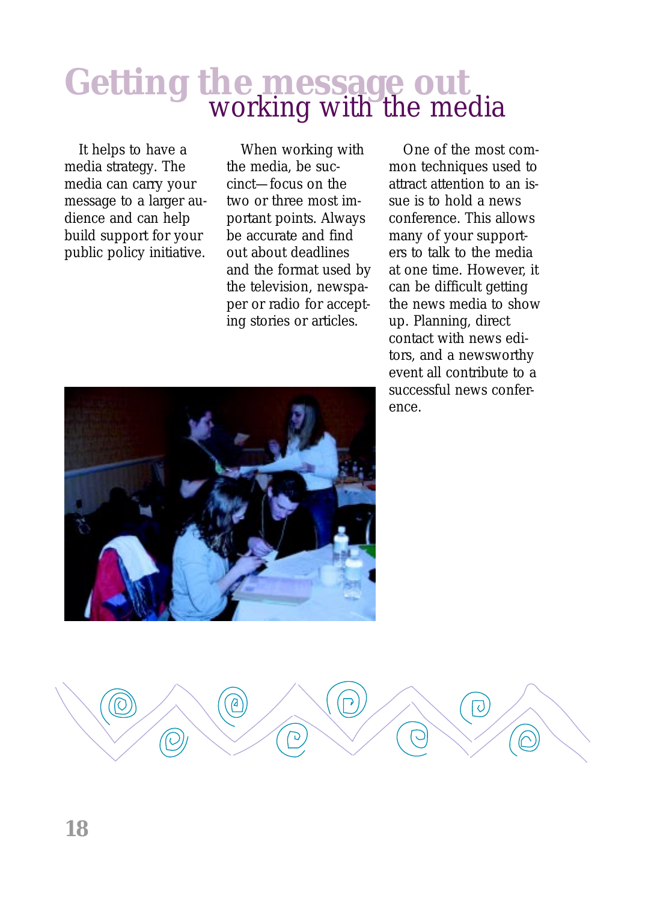# Getting the message out
## working with the media

It helps to have a media strategy. The media can carry your message to a larger audience and can help build support for your public policy initiative.

When working with the media, be succinct—focus on the two or three most important points. Always be accurate and find out about deadlines and the format used by the television, newspaper or radio for accepting stories or articles.

One of the most common techniques used to attract attention to an issue is to hold a news conference. This allows many of your supporters to talk to the media at one time. However, it can be difficult getting the news media to show up. Planning, direct contact with news editors, and a newsworthy event all contribute to a successful news conference.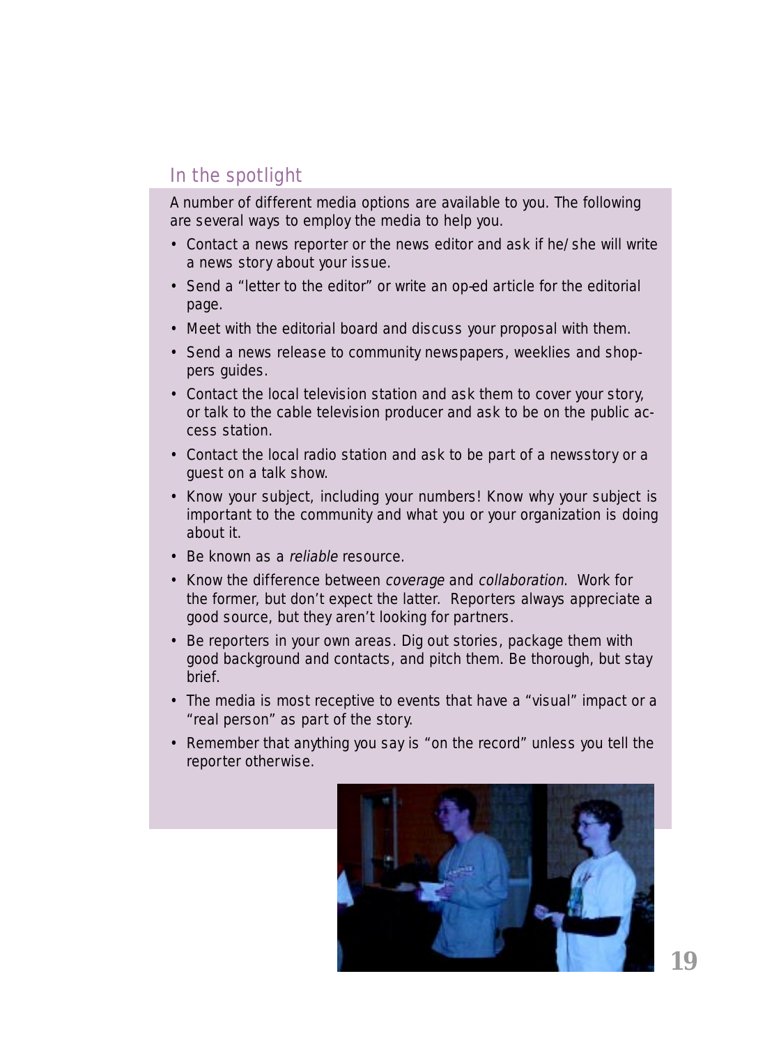## In the spotlight

A number of different media options are available to you. The following are several ways to employ the media to help you.

- Contact a news reporter or the news editor and ask if he/she will write a news story about your issue.
- Send a "letter to the editor" or write an op-ed article for the editorial page.
- Meet with the editorial board and discuss your proposal with them.
- Send a news release to community newspapers, weeklies and shoppers guides.
- Contact the local television station and ask them to cover your story, or talk to the cable television producer and ask to be on the public access station.
- Contact the local radio station and ask to be part of a newsstory or a guest on a talk show.
- Know your subject, including your numbers! Know why your subject is important to the community and what you or your organization is doing about it.
- Be known as a *reliable* resource.
- Know the difference between *coverage* and *collaboration*. Work for the former, but don't expect the latter. Reporters always appreciate a good source, but they aren't looking for partners.
- Be reporters in your own areas. Dig out stories, package them with good background and contacts, and pitch them. Be thorough, but stay brief.
- The media is most receptive to events that have a "visual" impact or a "real person" as part of the story.
- Remember that anything you say is "on the record" unless you tell the reporter otherwise.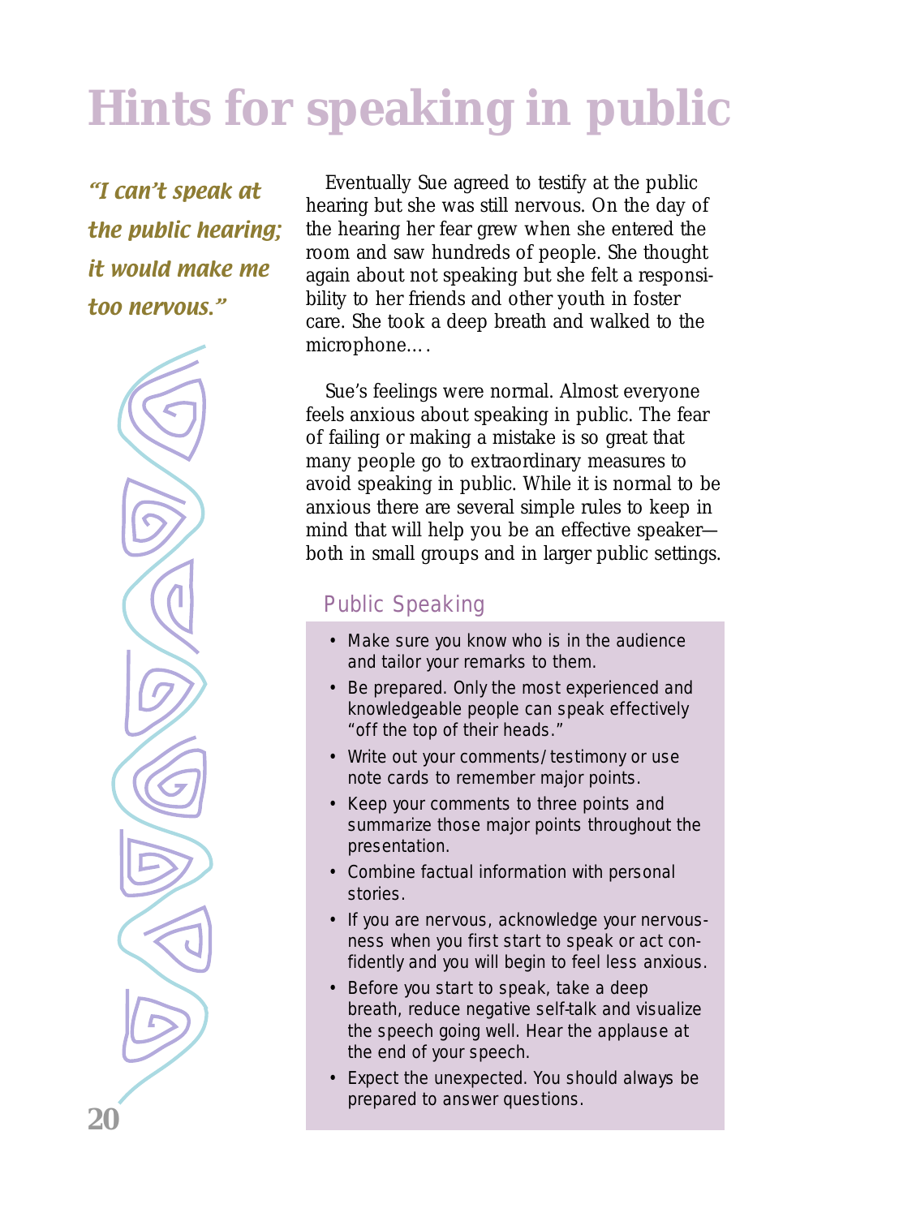# Hints for speaking in public

*"I can't speak at the public hearing; it would make me too nervous."*

Eventually Sue agreed to testify at the public hearing but she was still nervous. On the day of the hearing her fear grew when she entered the room and saw hundreds of people. She thought again about not speaking but she felt a responsibility to her friends and other youth in foster care. She took a deep breath and walked to the microphone….

Sue's feelings were normal. Almost everyone feels anxious about speaking in public. The fear of failing or making a mistake is so great that many people go to extraordinary measures to avoid speaking in public. While it is normal to be anxious there are several simple rules to keep in mind that will help you be an effective speaker—both in small groups and in larger public settings.

## Public Speaking

- Make sure you know who is in the audience and tailor your remarks to them.
- Be prepared. Only the most experienced and knowledgeable people can speak effectively "off the top of their heads."
- Write out your comments/testimony or use note cards to remember major points.
- Keep your comments to three points and summarize those major points throughout the presentation.
- Combine factual information with personal stories.
- If you are nervous, acknowledge your nervousness when you first start to speak or act confidently and you will begin to feel less anxious.
- Before you start to speak, take a deep breath, reduce negative self-talk and visualize the speech going well. Hear the applause at the end of your speech.
- Expect the unexpected. You should always be prepared to answer questions.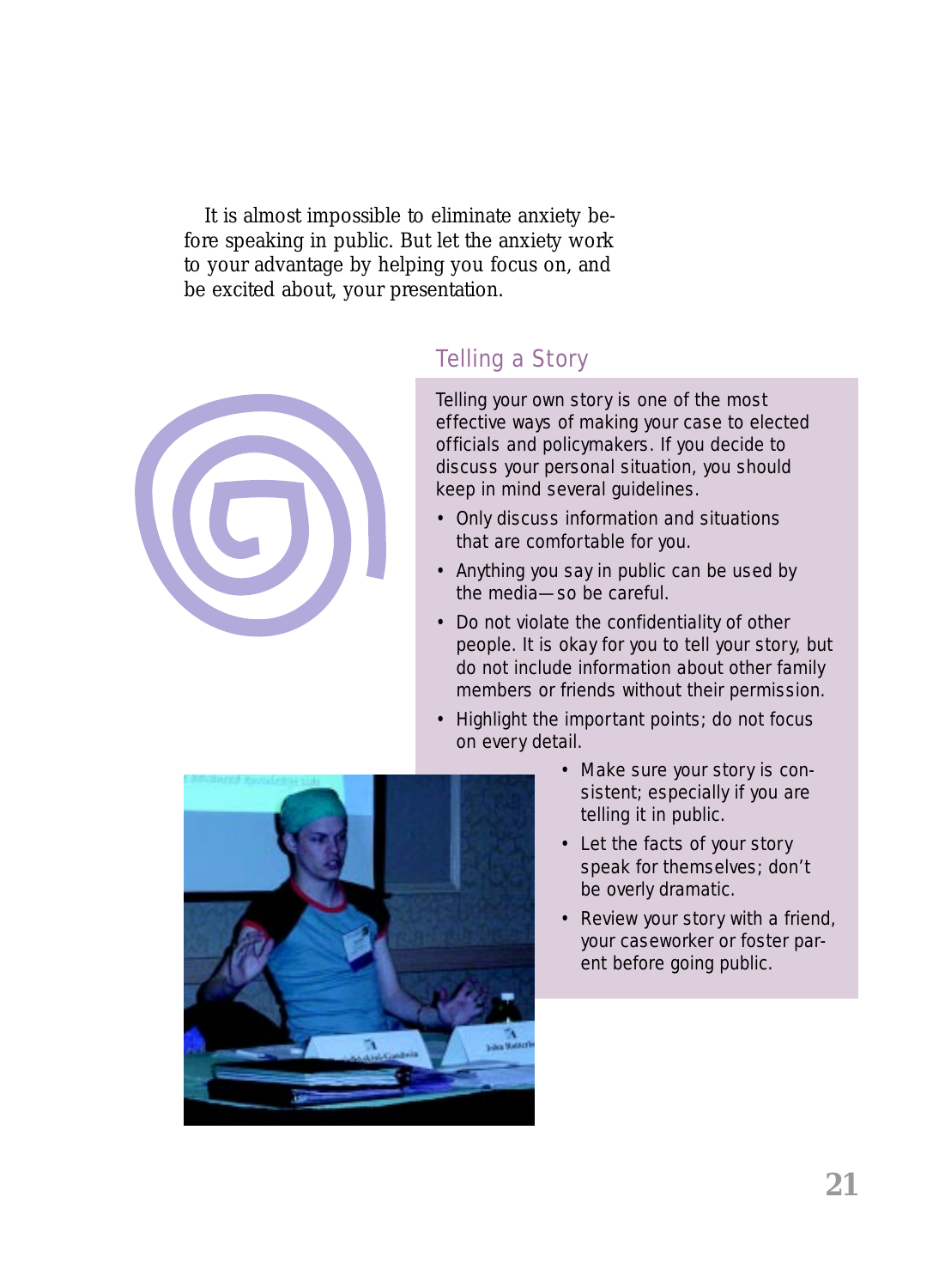It is almost impossible to eliminate anxiety before speaking in public. But let the anxiety work to your advantage by helping you focus on, and be excited about, your presentation.

## Telling a Story

Telling your own story is one of the most effective ways of making your case to elected officials and policymakers. If you decide to discuss your personal situation, you should keep in mind several guidelines.

- Only discuss information and situations that are comfortable for you.
- Anything you say in public can be used by the media—so be careful.
- Do not violate the confidentiality of other people. It is okay for you to tell your story, but do not include information about other family members or friends without their permission.
- Highlight the important points; do not focus on every detail.
- Make sure your story is consistent; especially if you are telling it in public.
- Let the facts of your story speak for themselves; don't be overly dramatic.
- Review your story with a friend, your caseworker or foster parent before going public.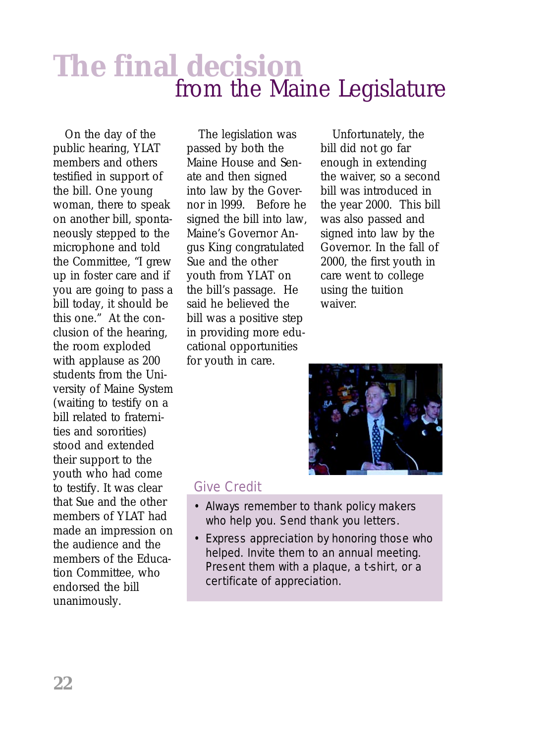# The final decision from the Maine Legislature

On the day of the public hearing, YLAT members and others testified in support of the bill. One young woman, there to speak on another bill, spontaneously stepped to the microphone and told the Committee, "I grew up in foster care and if you are going to pass a bill today, it should be this one." At the conclusion of the hearing, the room exploded with applause as 200 students from the University of Maine System (waiting to testify on a bill related to fraternities and sororities) stood and extended their support to the youth who had come to testify. It was clear that Sue and the other members of YLAT had made an impression on the audience and the members of the Education Committee, who endorsed the bill unanimously.

The legislation was passed by both the Maine House and Senate and then signed into law by the Governor in 1999. Before he signed the bill into law, Maine's Governor Angus King congratulated Sue and the other youth from YLAT on the bill's passage. He said he believed the bill was a positive step in providing more educational opportunities for youth in care.

Unfortunately, the bill did not go far enough in extending the waiver, so a second bill was introduced in the year 2000. This bill was also passed and signed into law by the Governor. In the fall of 2000, the first youth in care went to college using the tuition waiver.

### Give Credit

- Always remember to thank policy makers who help you. Send thank you letters.
- Express appreciation by honoring those who helped. Invite them to an annual meeting. Present them with a plaque, a t-shirt, or a certificate of appreciation.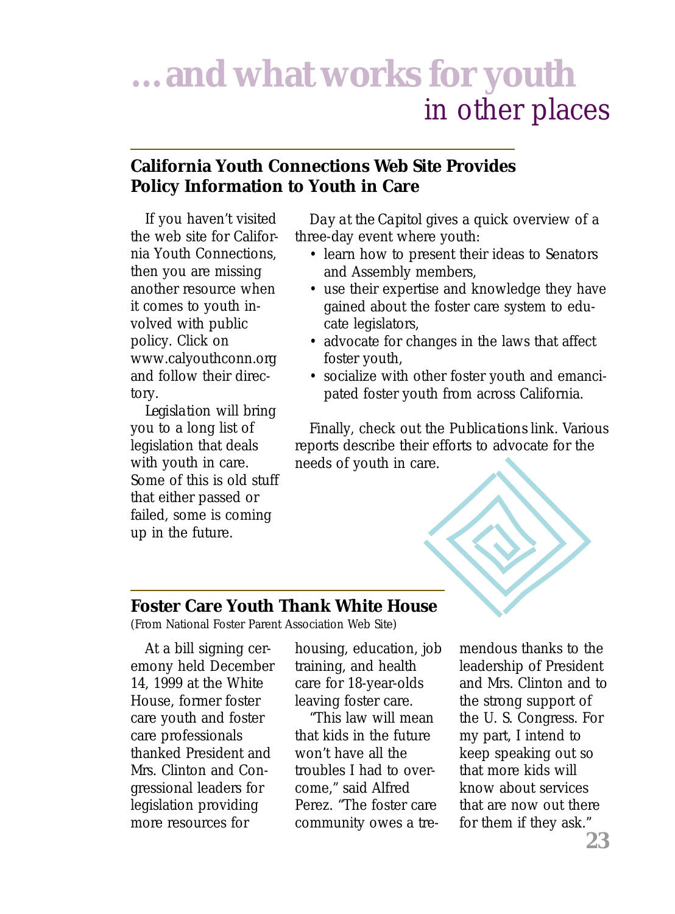# …and what works for youth in other places

## California Youth Connections Web Site Provides Policy Information to Youth in Care

If you haven't visited the web site for California Youth Connections, then you are missing another resource when it comes to youth involved with public policy. Click on www.calyouthconn.org and follow their directory.

*Legislation* will bring you to a long list of legislation that deals with youth in care. Some of this is old stuff that either passed or failed, some is coming up in the future.

*Day at the Capitol* gives a quick overview of a three-day event where youth:

- learn how to present their ideas to Senators and Assembly members,
- use their expertise and knowledge they have gained about the foster care system to educate legislators,
- advocate for changes in the laws that affect foster youth,
- socialize with other foster youth and emancipated foster youth from across California.

Finally, check out the *Publications* link. Various reports describe their efforts to advocate for the needs of youth in care.

## Foster Care Youth Thank White House

(From National Foster Parent Association Web Site)

At a bill signing ceremony held December 14, 1999 at the White House, former foster care youth and foster care professionals thanked President and Mrs. Clinton and Congressional leaders for legislation providing more resources for housing, education, job training, and health care for 18-year-olds leaving foster care.

"This law will mean that kids in the future won't have all the troubles I had to overcome," said Alfred Perez. "The foster care community owes a tremendous thanks to the leadership of President and Mrs. Clinton and to the strong support of the U. S. Congress. For my part, I intend to keep speaking out so that more kids will know about services that are now out there for them if they ask."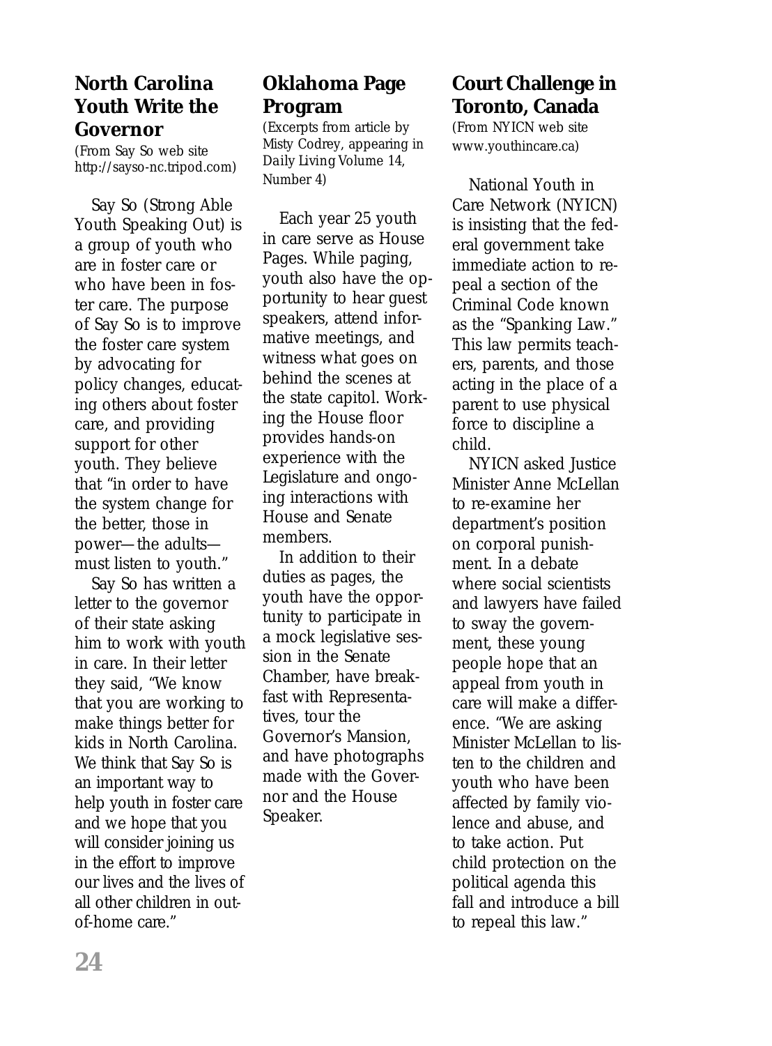## North Carolina Youth Write the Governor

*(From Say So web site http://sayso-nc.tripod.com)*

Say So (Strong Able Youth Speaking Out) is a group of youth who are in foster care or who have been in foster care. The purpose of Say So is to improve the foster care system by advocating for policy changes, educating others about foster care, and providing support for other youth. They believe that "in order to have the system change for the better, those in power—the adults—must listen to youth."

Say So has written a letter to the governor of their state asking him to work with youth in care. In their letter they said, "We know that you are working to make things better for kids in North Carolina. We think that Say So is an important way to help youth in foster care and we hope that you will consider joining us in the effort to improve our lives and the lives of all other children in out-of-home care."

## Oklahoma Page Program

*(Excerpts from article by Misty Codrey, appearing in Daily Living Volume 14, Number 4)*

Each year 25 youth in care serve as House Pages. While paging, youth also have the opportunity to hear guest speakers, attend informative meetings, and witness what goes on behind the scenes at the state capitol. Working the House floor provides hands-on experience with the Legislature and ongoing interactions with House and Senate members.

In addition to their duties as pages, the youth have the opportunity to participate in a mock legislative session in the Senate Chamber, have breakfast with Representatives, tour the Governor's Mansion, and have photographs made with the Governor and the House Speaker.

## Court Challenge in Toronto, Canada

*(From NYICN web site www.youthincare.ca)*

National Youth in Care Network (NYICN) is insisting that the federal government take immediate action to repeal a section of the Criminal Code known as the "Spanking Law." This law permits teachers, parents, and those acting in the place of a parent to use physical force to discipline a child.

NYICN asked Justice Minister Anne McLellan to re-examine her department's position on corporal punishment. In a debate where social scientists and lawyers have failed to sway the government, these young people hope that an appeal from youth in care will make a difference. "We are asking Minister McLellan to listen to the children and youth who have been affected by family violence and abuse, and to take action. Put child protection on the political agenda this fall and introduce a bill to repeal this law."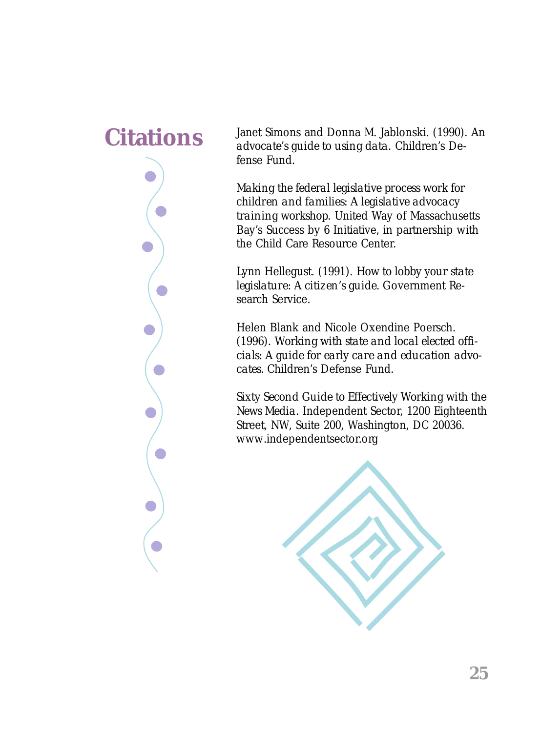# Citations

Janet Simons and Donna M. Jablonski. (1990). *An advocate's guide to using data*. Children's Defense Fund.

*Making the federal legislative process work for children and families: A legislative advocacy training workshop*. United Way of Massachusetts Bay's Success by 6 Initiative, in partnership with the Child Care Resource Center.

Lynn Hellegust. (1991). *How to lobby your state legislature: A citizen's guide*. Government Research Service.

Helen Blank and Nicole Oxendine Poersch. (1996). *Working with state and local elected officials: A guide for early care and education advocates*. Children's Defense Fund.

*Sixty Second Guide to Effectively Working with the News Media*. Independent Sector, 1200 Eighteenth Street, NW, Suite 200, Washington, DC 20036. www.independentsector.org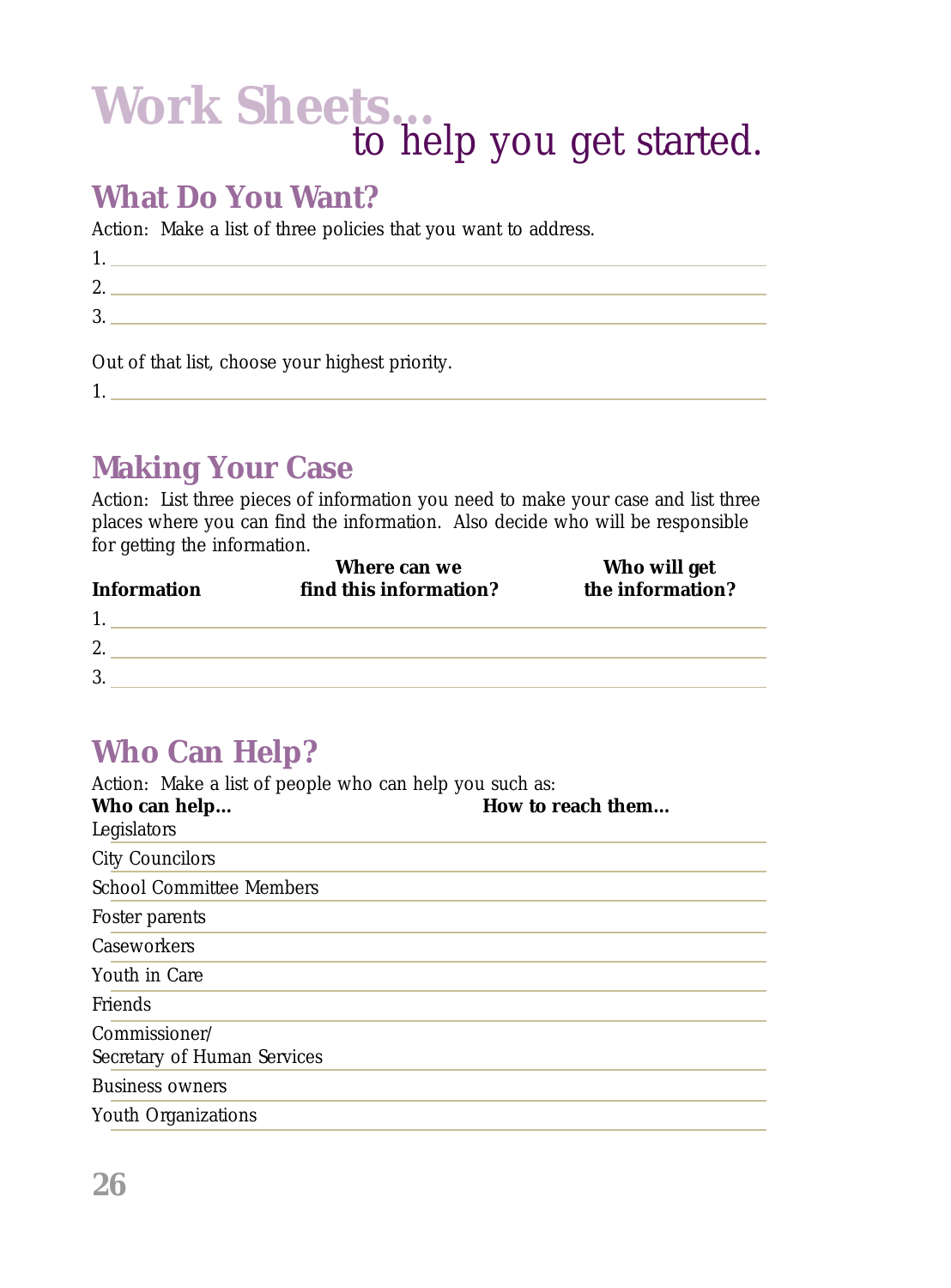# Work Sheets... to help you get started.

## What Do You Want?

Action: Make a list of three policies that you want to address.

1. \_\_\_\_\_\_\_\_\_\_\_\_\_\_\_\_\_\_\_\_\_\_\_\_\_\_\_\_\_\_\_\_\_\_\_\_\_\_\_\_
2. \_\_\_\_\_\_\_\_\_\_\_\_\_\_\_\_\_\_\_\_\_\_\_\_\_\_\_\_\_\_\_\_\_\_\_\_\_\_\_\_
3. \_\_\_\_\_\_\_\_\_\_\_\_\_\_\_\_\_\_\_\_\_\_\_\_\_\_\_\_\_\_\_\_\_\_\_\_\_\_\_\_

Out of that list, choose your highest priority.

1. \_\_\_\_\_\_\_\_\_\_\_\_\_\_\_\_\_\_\_\_\_\_\_\_\_\_\_\_\_\_\_\_\_\_\_\_\_\_\_\_

## Making Your Case

Action: List three pieces of information you need to make your case and list three places where you can find the information. Also decide who will be responsible for getting the information.

| Information | Where can we find this information? | Who will get the information? |
|---|---|---|
| 1. | | |
| 2. | | |
| 3. | | |

## Who Can Help?

Action: Make a list of people who can help you such as:

| Who can help... | How to reach them... |
|---|---|
| Legislators | |
| City Councilors | |
| School Committee Members | |
| Foster parents | |
| Caseworkers | |
| Youth in Care | |
| Friends | |
| Commissioner/ Secretary of Human Services | |
| Business owners | |
| Youth Organizations | |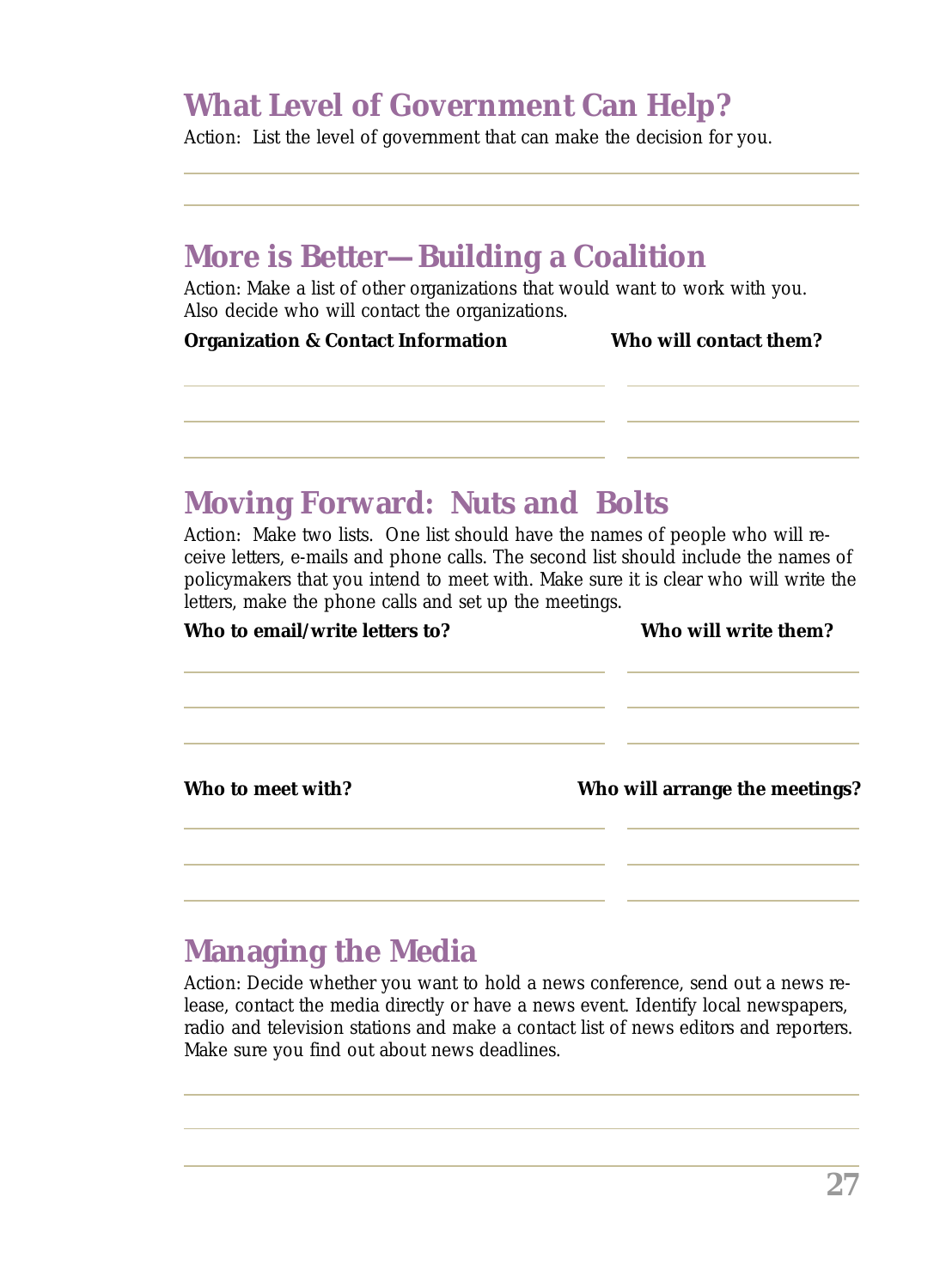## What Level of Government Can Help?

*Action: List the level of government that can make the decision for you.*

## More is Better—Building a Coalition

*Action: Make a list of other organizations that would want to work with you. Also decide who will contact the organizations.*

| Organization & Contact Information | Who will contact them? |
|---|---|
| | |
| | |
| | |

## Moving Forward: Nuts and Bolts

*Action: Make two lists. One list should have the names of people who will receive letters, e-mails and phone calls. The second list should include the names of policymakers that you intend to meet with. Make sure it is clear who will write the letters, make the phone calls and set up the meetings.*

| Who to email/write letters to? | Who will write them? |
|---|---|
| | |
| | |
| | |

| Who to meet with? | Who will arrange the meetings? |
|---|---|
| | |
| | |
| | |

## Managing the Media

*Action: Decide whether you want to hold a news conference, send out a news release, contact the media directly or have a news event. Identify local newspapers, radio and television stations and make a contact list of news editors and reporters. Make sure you find out about news deadlines.*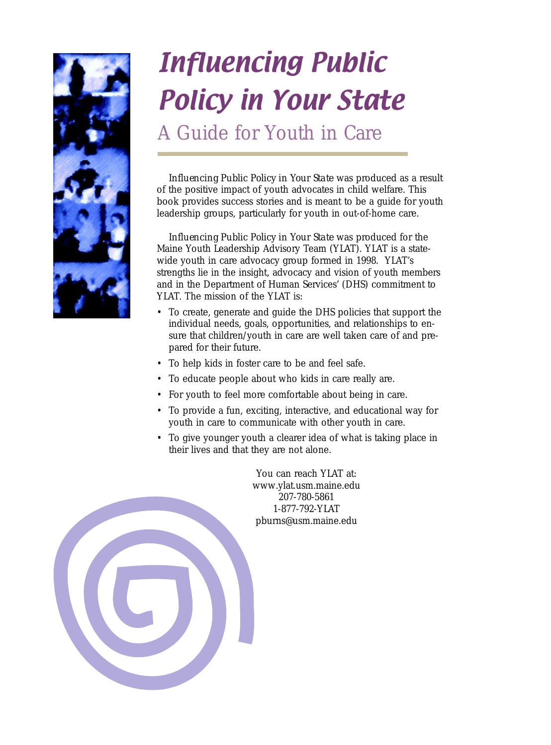# *Influencing Public Policy in Your State*

## A Guide for Youth in Care

*Influencing Public Policy in Your State* was produced as a result of the positive impact of youth advocates in child welfare. This book provides success stories and is meant to be a guide for youth leadership groups, particularly for youth in out-of-home care.

*Influencing Public Policy in Your State* was produced for the Maine Youth Leadership Advisory Team (YLAT). YLAT is a statewide youth in care advocacy group formed in 1998. YLAT's strengths lie in the insight, advocacy and vision of youth members and in the Department of Human Services' (DHS) commitment to YLAT. The mission of the YLAT is:

- To create, generate and guide the DHS policies that support the individual needs, goals, opportunities, and relationships to ensure that children/youth in care are well taken care of and prepared for their future.
- To help kids in foster care to be and feel safe.
- To educate people about who kids in care really are.
- For youth to feel more comfortable about being in care.
- To provide a fun, exciting, interactive, and educational way for youth in care to communicate with other youth in care.
- To give younger youth a clearer idea of what is taking place in their lives and that they are not alone.

You can reach YLAT at:
www.ylat.usm.maine.edu
207-780-5861
1-877-792-YLAT
pburns@usm.maine.edu